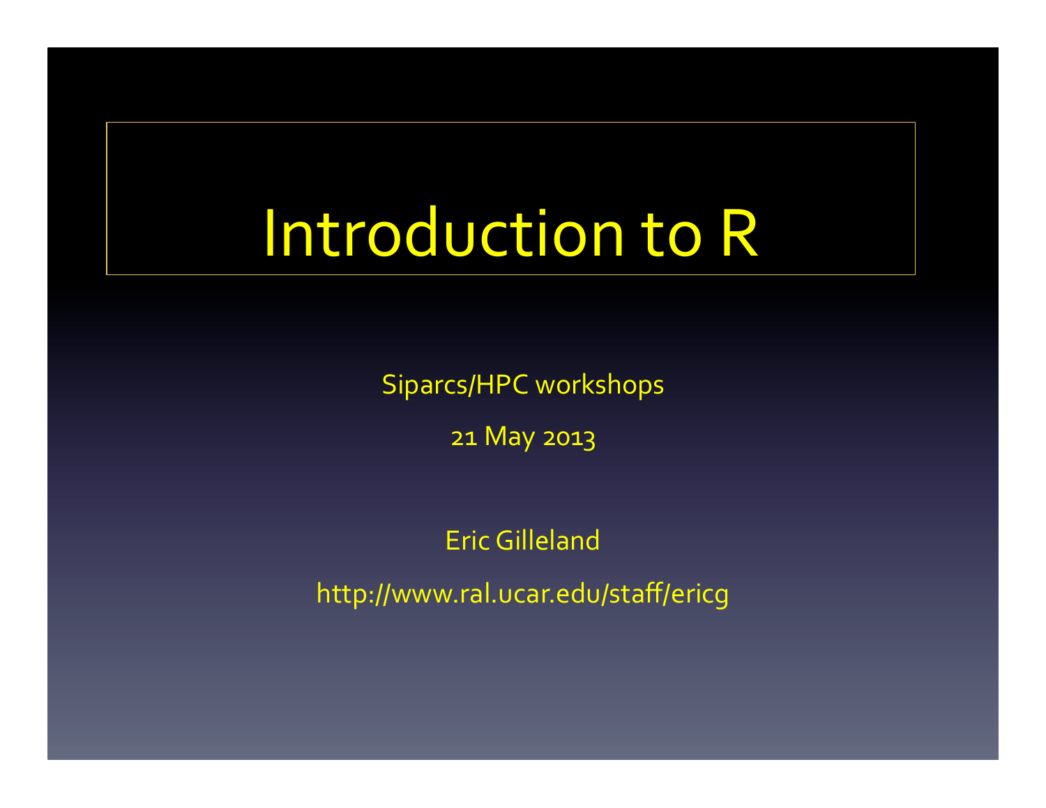# Introduction to R

Siparcs/HPC workshops

21 May 2013

Eric Gilleland

http://www.ral.ucar.edu/staff/ericg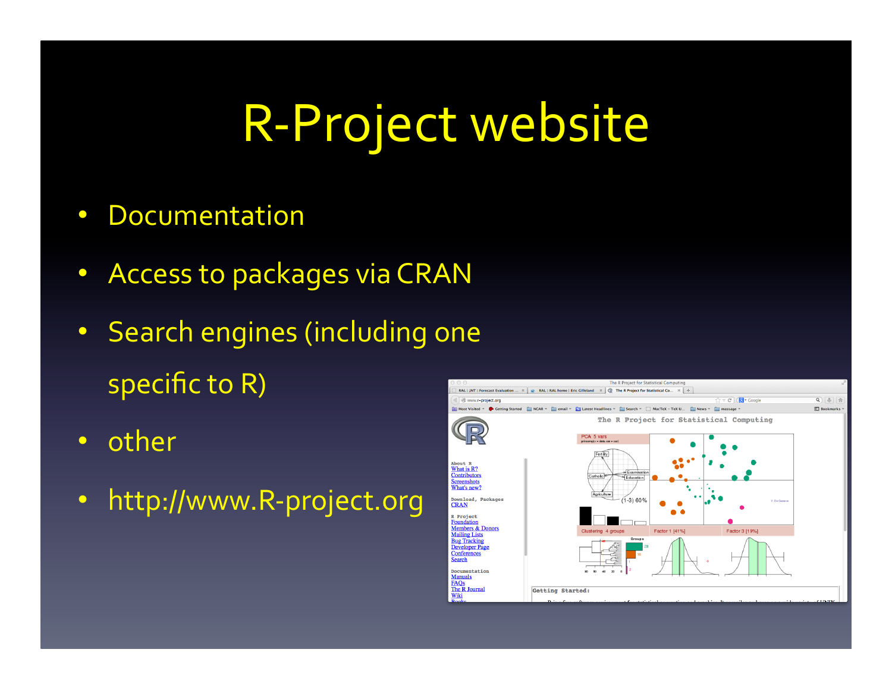# R-Project website

- Documentation
- Access to packages via CRAN
- Search engines (including one specific to R)
- other
- http://www.R-project.org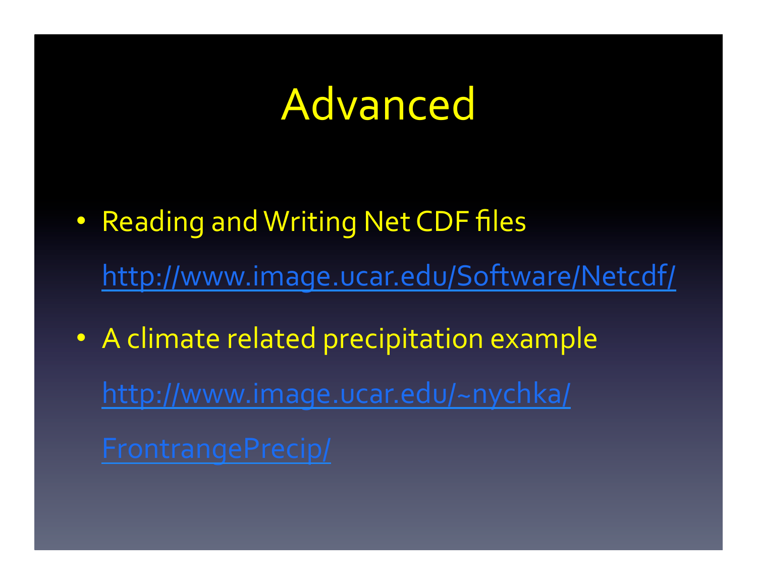# Advanced

- Reading and Writing Net CDF files

  http://www.image.ucar.edu/Software/Netcdf/

- A climate related precipitation example

  http://www.image.ucar.edu/~nychka/FrontrangePrecip/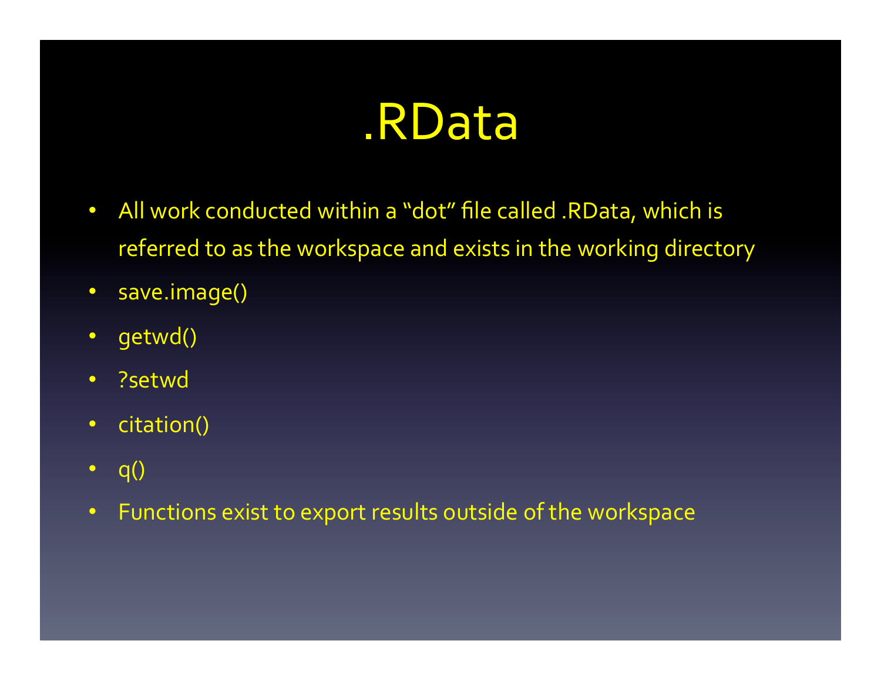# .RData

- All work conducted within a "dot" file called .RData, which is referred to as the workspace and exists in the working directory
- save.image()
- getwd()
- ?setwd
- citation()
- q()
- Functions exist to export results outside of the workspace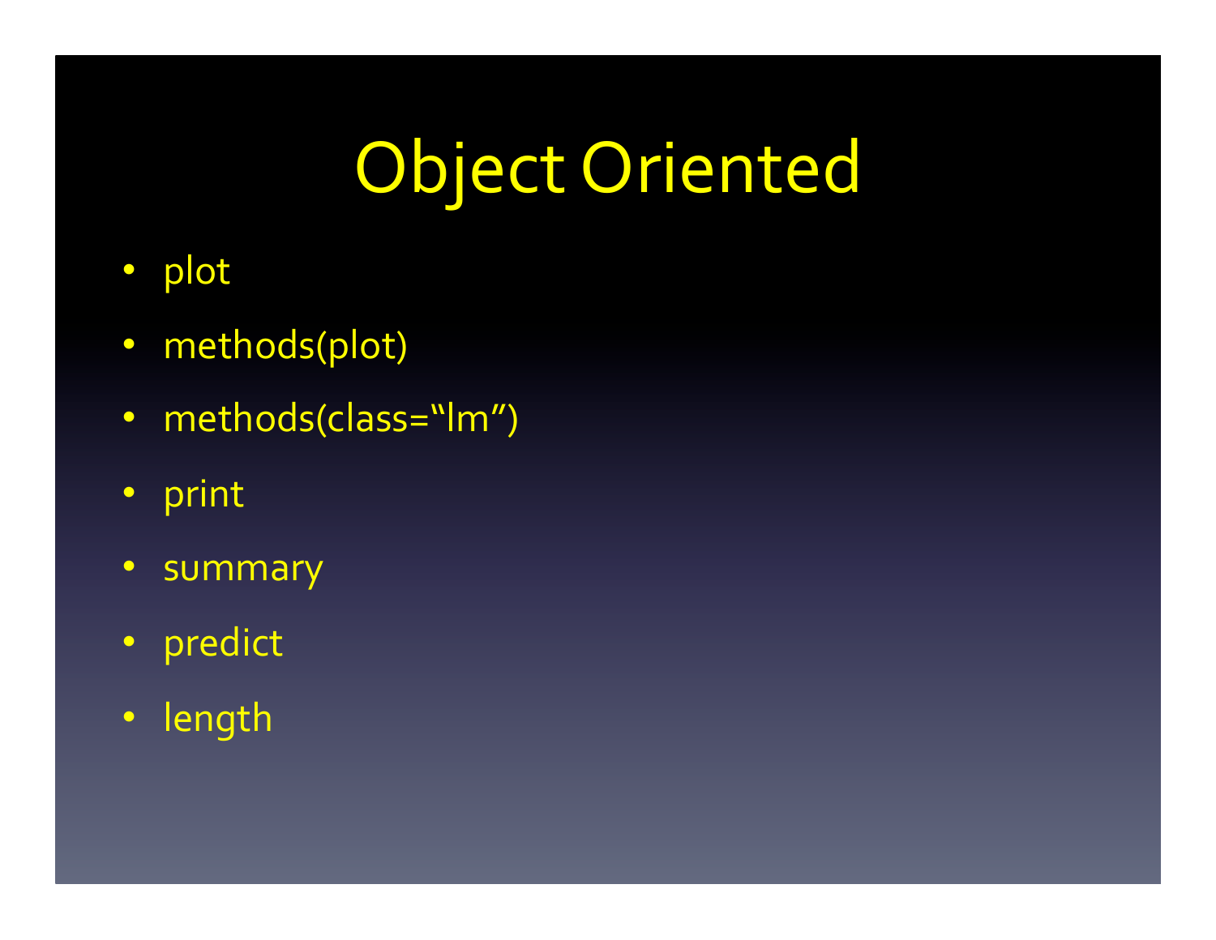# Object Oriented

- plot
- methods(plot)
- methods(class="lm")
- print
- summary
- predict
- length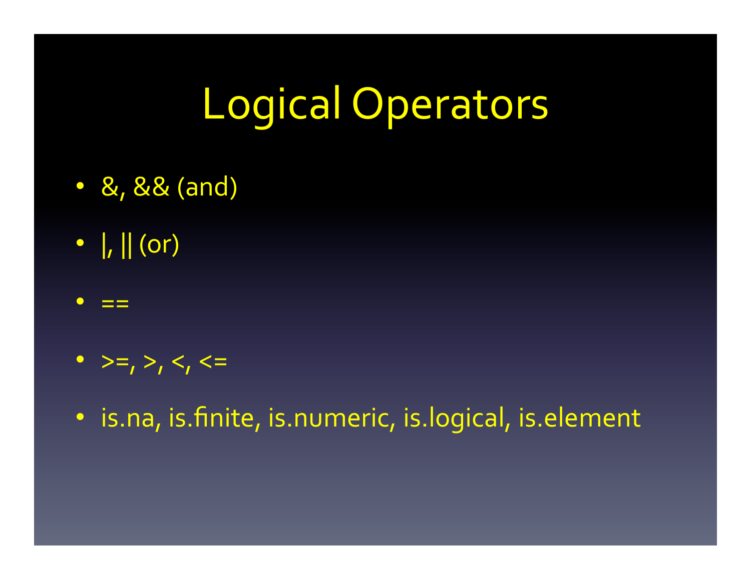# Logical Operators

- &, && (and)
- |, || (or)
- ==
- >=, >, <, <=
- is.na, is.finite, is.numeric, is.logical, is.element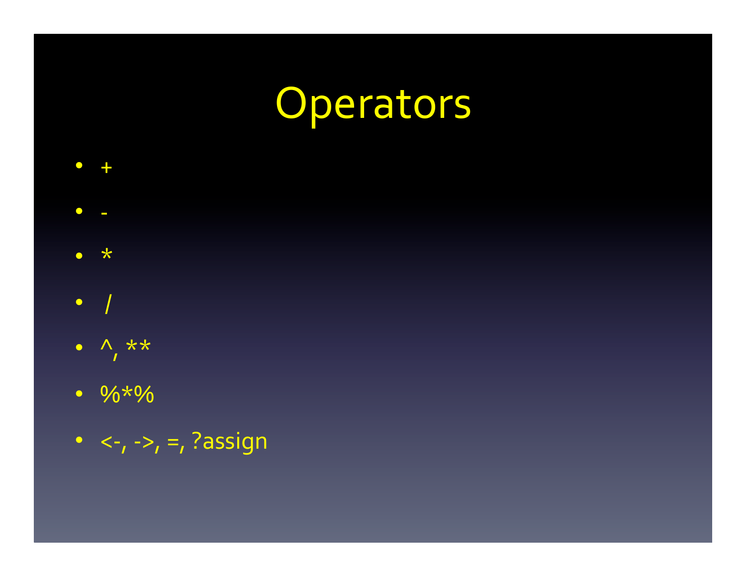# Operators

- +
- -
- *
- /
- ^, **
- %*%
- <-, ->, =, ?assign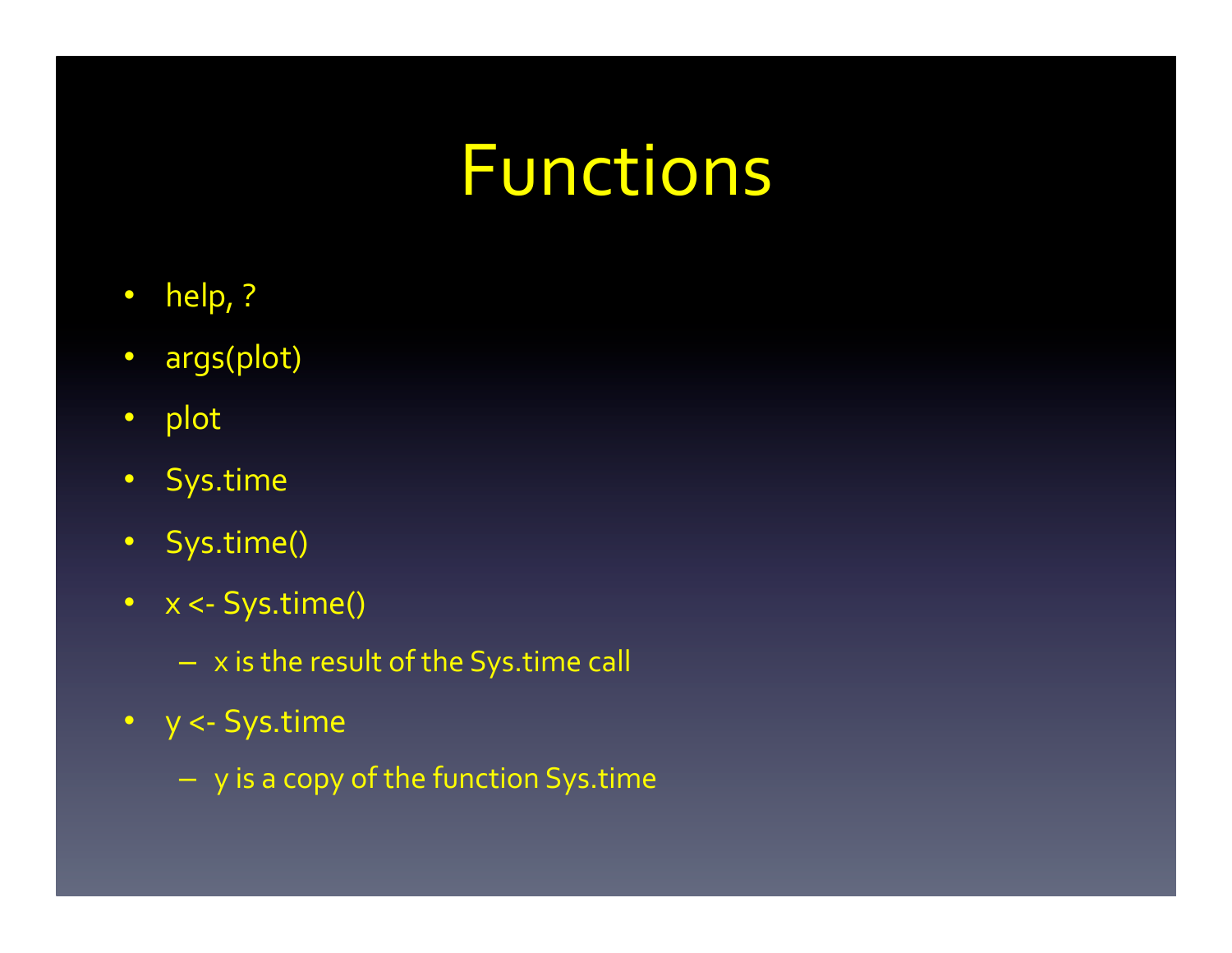# Functions

- help, ?
- args(plot)
- plot
- Sys.time
- Sys.time()
- x <- Sys.time()
  - x is the result of the Sys.time call
- y <- Sys.time
  - y is a copy of the function Sys.time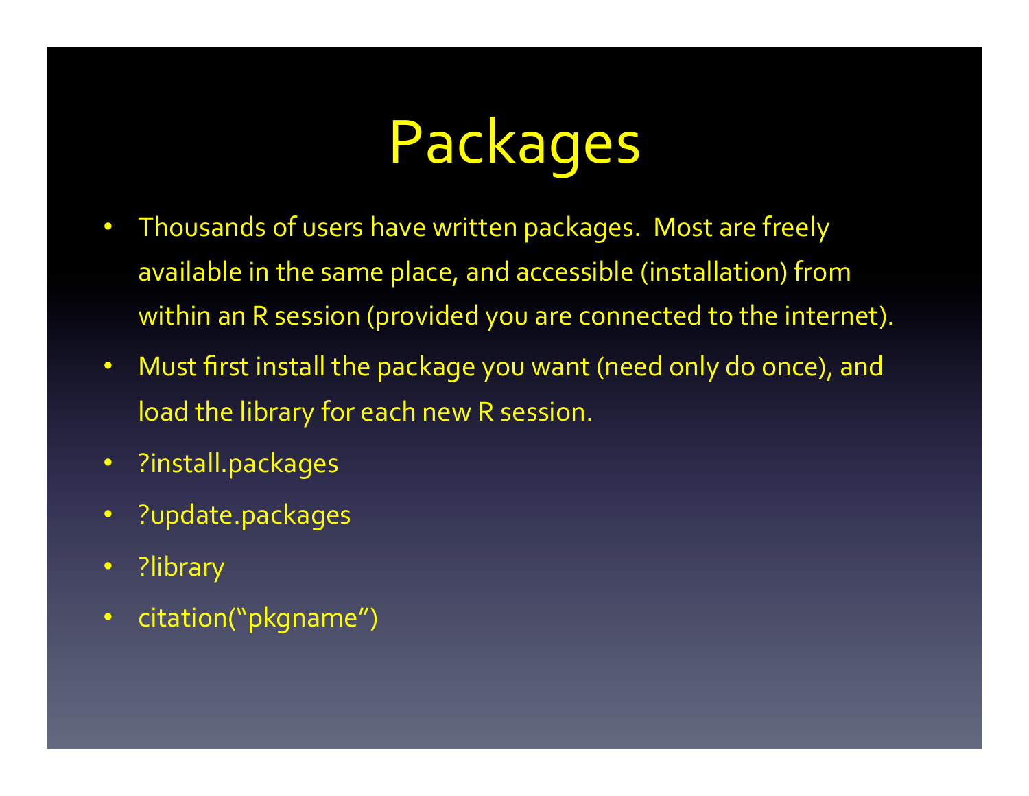# Packages

- Thousands of users have written packages.  Most are freely available in the same place, and accessible (installation) from within an R session (provided you are connected to the internet).
- Must first install the package you want (need only do once), and load the library for each new R session.
- ?install.packages
- ?update.packages
- ?library
- citation(“pkgname”)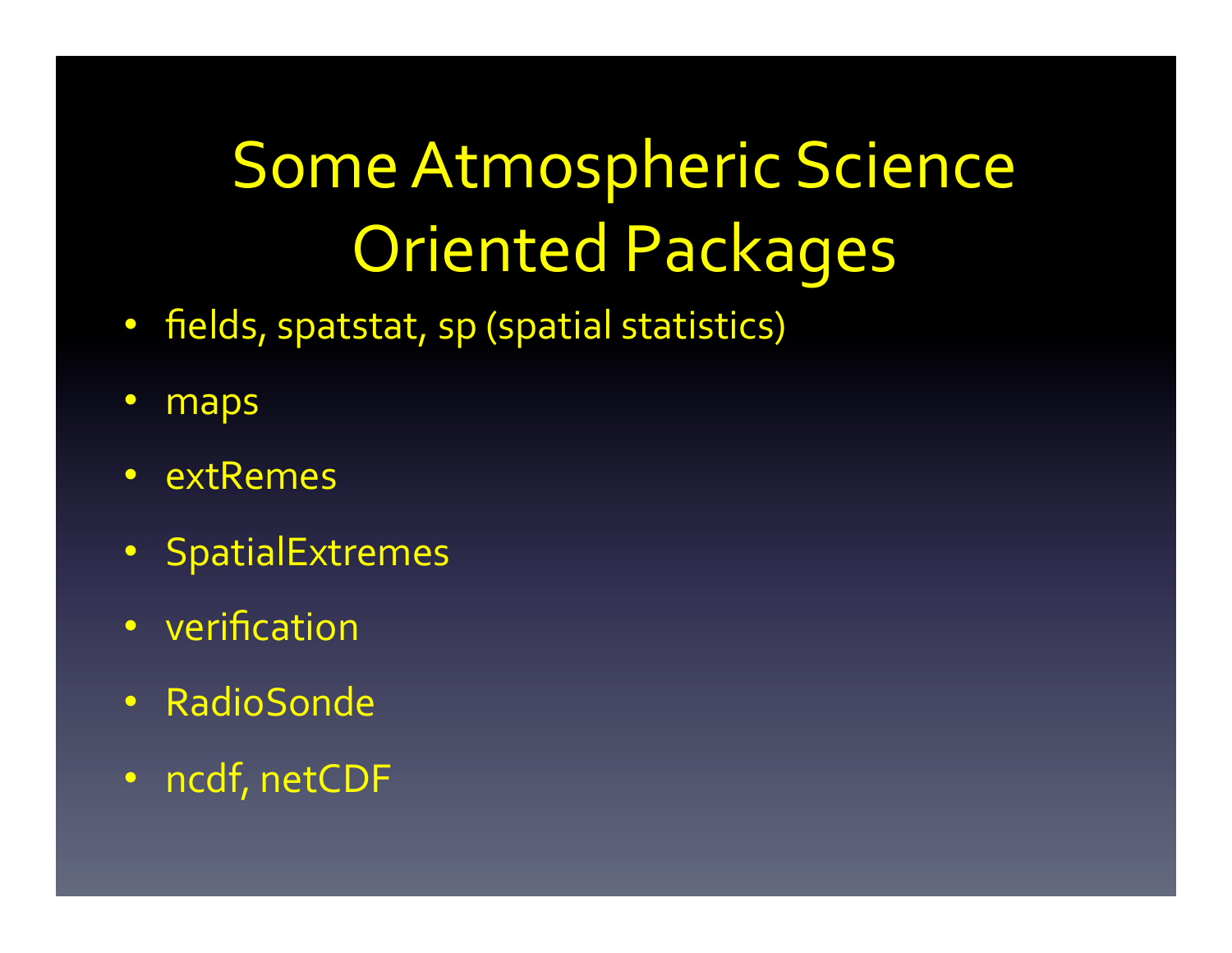# Some Atmospheric Science Oriented Packages

- fields, spatstat, sp (spatial statistics)
- maps
- extRemes
- SpatialExtremes
- verification
- RadioSonde
- ncdf, netCDF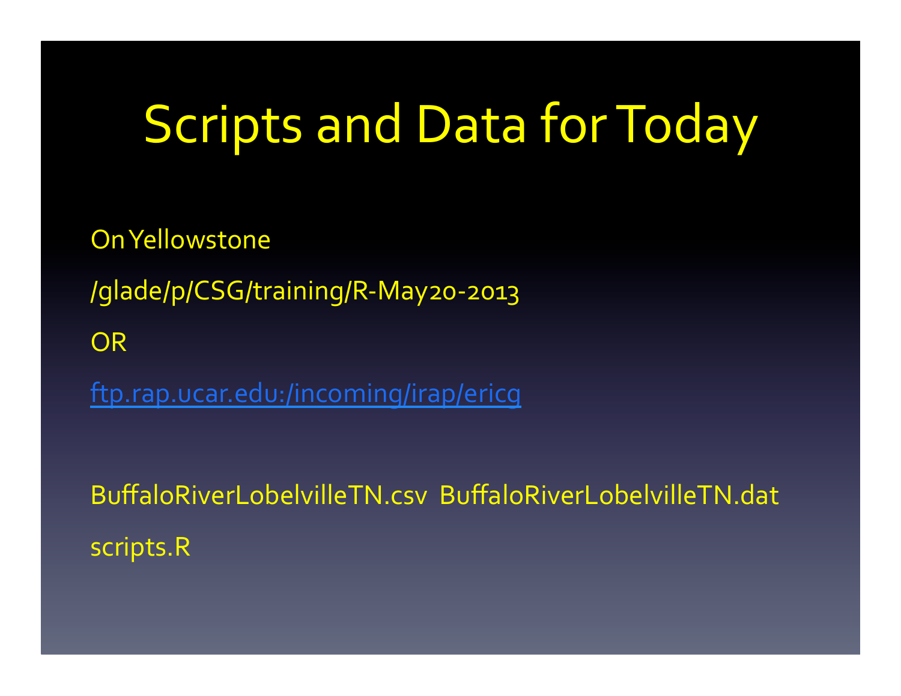# Scripts and Data for Today

On Yellowstone

/glade/p/CSG/training/R-May20-2013

OR

[ftp.rap.ucar.edu:/incoming/irap/ericg](ftp.rap.ucar.edu:/incoming/irap/ericg)

BuffaloRiverLobelvilleTN.csv BuffaloRiverLobelvilleTN.dat

scripts.R